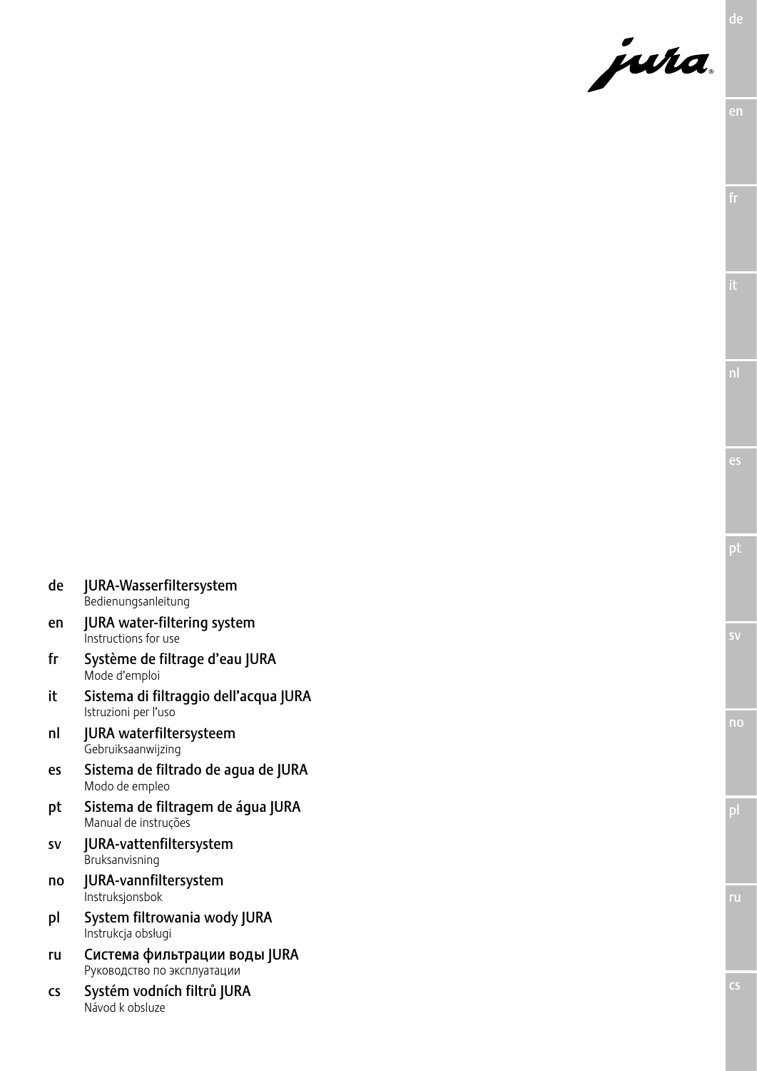**de** JURA-Wasserfiltersystem
Bedienungsanleitung

**en** JURA water-filtering system
Instructions for use

**fr** Système de filtrage d'eau JURA
Mode d'emploi

**it** Sistema di filtraggio dell'acqua JURA
Istruzioni per l'uso

**nl** JURA waterfiltersysteem
Gebruiksaanwijzing

**es** Sistema de filtrado de agua de JURA
Modo de empleo

**pt** Sistema de filtragem de água JURA
Manual de instruções

**sv** JURA-vattenfiltersystem
Bruksanvisning

**no** JURA-vannfiltersystem
Instruksjonsbok

**pl** System filtrowania wody JURA
Instrukcja obsługi

**ru** Система фильтрации воды JURA
Руководство по эксплуатации

**cs** Systém vodních filtrů JURA
Návod k obsluze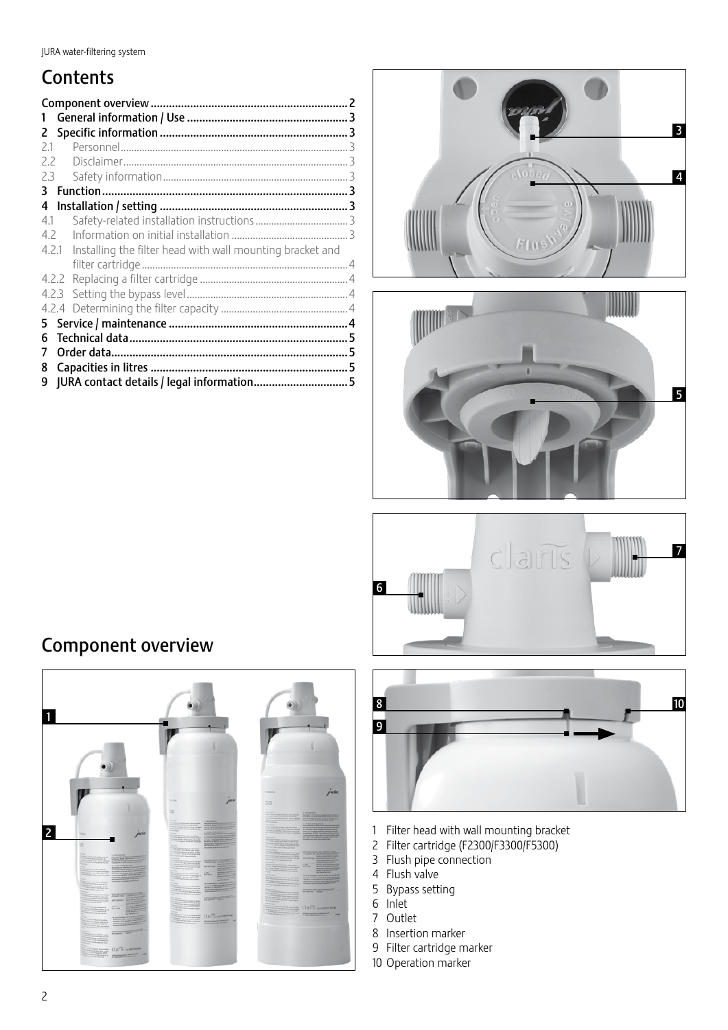# Contents

**Component overview** .......... **2**
**1 General information / Use** .......... **3**
**2 Specific information** .......... **3**
2.1 Personnel .......... 3
2.2 Disclaimer .......... 3
2.3 Safety information .......... 3
**3 Function** .......... **3**
**4 Installation / setting** .......... **3**
4.1 Safety-related installation instructions .......... 3
4.2 Information on initial installation .......... 3
4.2.1 Installing the filter head with wall mounting bracket and filter cartridge .......... 4
4.2.2 Replacing a filter cartridge .......... 4
4.2.3 Setting the bypass level .......... 4
4.2.4 Determining the filter capacity .......... 4
**5 Service / maintenance** .......... **4**
**6 Technical data** .......... **5**
**7 Order data** .......... **5**
**8 Capacities in litres** .......... **5**
**9 JURA contact details / legal information** .......... **5**

# Component overview

1 Filter head with wall mounting bracket
2 Filter cartridge (F2300/F3300/F5300)
3 Flush pipe connection
4 Flush valve
5 Bypass setting
6 Inlet
7 Outlet
8 Insertion marker
9 Filter cartridge marker
10 Operation marker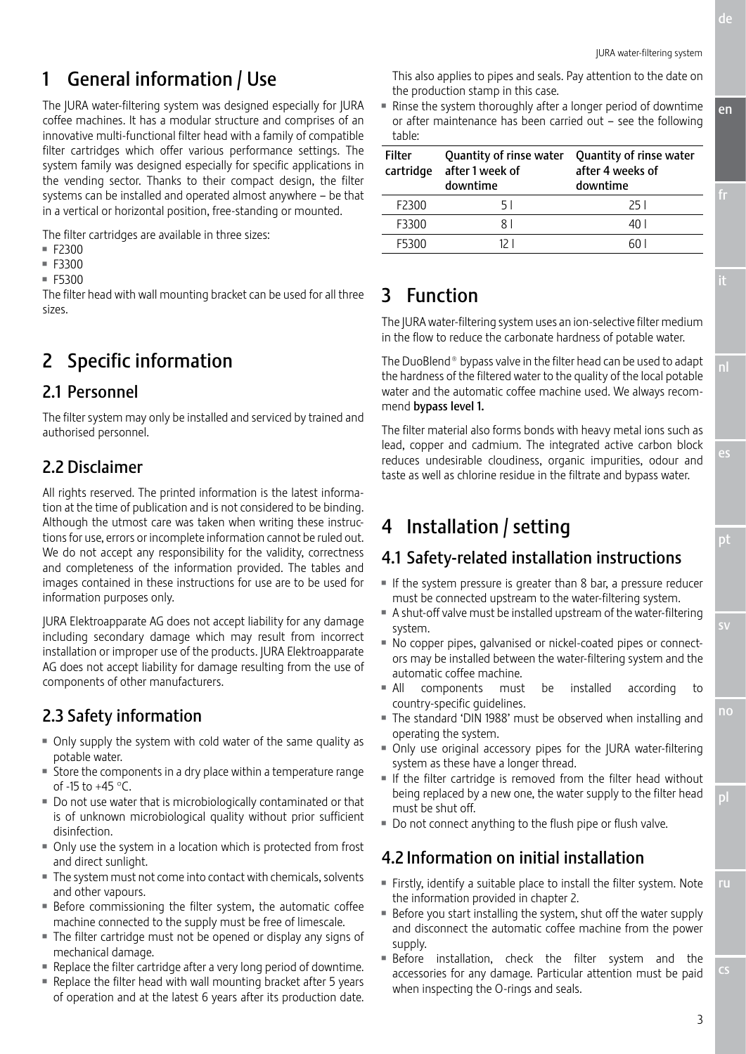# 1 General information / Use

The JURA water-filtering system was designed especially for JURA coffee machines. It has a modular structure and comprises of an innovative multi-functional filter head with a family of compatible filter cartridges which offer various performance settings. The system family was designed especially for specific applications in the vending sector. Thanks to their compact design, the filter systems can be installed and operated almost anywhere – be that in a vertical or horizontal position, free-standing or mounted.

The filter cartridges are available in three sizes:

- F2300
- F3300
- F5300

The filter head with wall mounting bracket can be used for all three sizes.

# 2 Specific information

## 2.1 Personnel

The filter system may only be installed and serviced by trained and authorised personnel.

## 2.2 Disclaimer

All rights reserved. The printed information is the latest information at the time of publication and is not considered to be binding. Although the utmost care was taken when writing these instructions for use, errors or incomplete information cannot be ruled out. We do not accept any responsibility for the validity, correctness and completeness of the information provided. The tables and images contained in these instructions for use are to be used for information purposes only.

JURA Elektroapparate AG does not accept liability for any damage including secondary damage which may result from incorrect installation or improper use of the products. JURA Elektroapparate AG does not accept liability for damage resulting from the use of components of other manufacturers.

## 2.3 Safety information

- Only supply the system with cold water of the same quality as potable water.
- Store the components in a dry place within a temperature range of -15 to +45 °C.
- Do not use water that is microbiologically contaminated or that is of unknown microbiological quality without prior sufficient disinfection.
- Only use the system in a location which is protected from frost and direct sunlight.
- The system must not come into contact with chemicals, solvents and other vapours.
- Before commissioning the filter system, the automatic coffee machine connected to the supply must be free of limescale.
- The filter cartridge must not be opened or display any signs of mechanical damage.
- Replace the filter cartridge after a very long period of downtime.
- Replace the filter head with wall mounting bracket after 5 years of operation and at the latest 6 years after its production date. This also applies to pipes and seals. Pay attention to the date on the production stamp in this case.
- Rinse the system thoroughly after a longer period of downtime or after maintenance has been carried out – see the following table:

| Filter cartridge | Quantity of rinse water after 1 week of downtime | Quantity of rinse water after 4 weeks of downtime |
|---|---|---|
| F2300 | 5 l | 25 l |
| F3300 | 8 l | 40 l |
| F5300 | 12 l | 60 l |

# 3 Function

The JURA water-filtering system uses an ion-selective filter medium in the flow to reduce the carbonate hardness of potable water.

The DuoBlend® bypass valve in the filter head can be used to adapt the hardness of the filtered water to the quality of the local potable water and the automatic coffee machine used. We always recommend **bypass level 1.**

The filter material also forms bonds with heavy metal ions such as lead, copper and cadmium. The integrated active carbon block reduces undesirable cloudiness, organic impurities, odour and taste as well as chlorine residue in the filtrate and bypass water.

# 4 Installation / setting

## 4.1 Safety-related installation instructions

- If the system pressure is greater than 8 bar, a pressure reducer must be connected upstream to the water-filtering system.
- A shut-off valve must be installed upstream of the water-filtering system.
- No copper pipes, galvanised or nickel-coated pipes or connectors may be installed between the water-filtering system and the automatic coffee machine.
- All components must be installed according to country-specific guidelines.
- The standard 'DIN 1988' must be observed when installing and operating the system.
- Only use original accessory pipes for the JURA water-filtering system as these have a longer thread.
- If the filter cartridge is removed from the filter head without being replaced by a new one, the water supply to the filter head must be shut off.
- Do not connect anything to the flush pipe or flush valve.

## 4.2 Information on initial installation

- Firstly, identify a suitable place to install the filter system. Note the information provided in chapter 2.
- Before you start installing the system, shut off the water supply and disconnect the automatic coffee machine from the power supply.
- Before installation, check the filter system and the accessories for any damage. Particular attention must be paid when inspecting the O-rings and seals.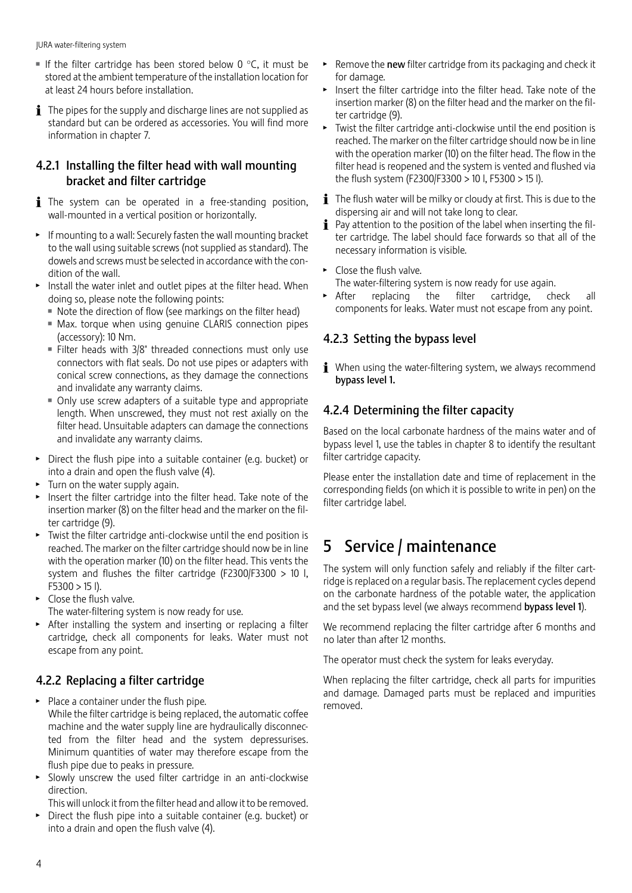- If the filter cartridge has been stored below 0 °C, it must be stored at the ambient temperature of the installation location for at least 24 hours before installation.

ℹ The pipes for the supply and discharge lines are not supplied as standard but can be ordered as accessories. You will find more information in chapter 7.

### 4.2.1 Installing the filter head with wall mounting bracket and filter cartridge

ℹ The system can be operated in a free-standing position, wall-mounted in a vertical position or horizontally.

- If mounting to a wall: Securely fasten the wall mounting bracket to the wall using suitable screws (not supplied as standard). The dowels and screws must be selected in accordance with the condition of the wall.
- Install the water inlet and outlet pipes at the filter head. When doing so, please note the following points:
  - Note the direction of flow (see markings on the filter head)
  - Max. torque when using genuine CLARIS connection pipes (accessory): 10 Nm.
  - Filter heads with 3/8" threaded connections must only use connectors with flat seals. Do not use pipes or adapters with conical screw connections, as they damage the connections and invalidate any warranty claims.
  - Only use screw adapters of a suitable type and appropriate length. When unscrewed, they must not rest axially on the filter head. Unsuitable adapters can damage the connections and invalidate any warranty claims.
- Direct the flush pipe into a suitable container (e.g. bucket) or into a drain and open the flush valve (4).
- Turn on the water supply again.
- Insert the filter cartridge into the filter head. Take note of the insertion marker (8) on the filter head and the marker on the filter cartridge (9).
- Twist the filter cartridge anti-clockwise until the end position is reached. The marker on the filter cartridge should now be in line with the operation marker (10) on the filter head. This vents the system and flushes the filter cartridge (F2300/F3300 > 10 l, F5300 > 15 l).
- Close the flush valve.
  The water-filtering system is now ready for use.
- After installing the system and inserting or replacing a filter cartridge, check all components for leaks. Water must not escape from any point.

### 4.2.2 Replacing a filter cartridge

- Place a container under the flush pipe.
  While the filter cartridge is being replaced, the automatic coffee machine and the water supply line are hydraulically disconnected from the filter head and the system depressurises. Minimum quantities of water may therefore escape from the flush pipe due to peaks in pressure.
- Slowly unscrew the used filter cartridge in an anti-clockwise direction.
  This will unlock it from the filter head and allow it to be removed.
- Direct the flush pipe into a suitable container (e.g. bucket) or into a drain and open the flush valve (4).
- Remove the **new** filter cartridge from its packaging and check it for damage.
- Insert the filter cartridge into the filter head. Take note of the insertion marker (8) on the filter head and the marker on the filter cartridge (9).
- Twist the filter cartridge anti-clockwise until the end position is reached. The marker on the filter cartridge should now be in line with the operation marker (10) on the filter head. The flow in the filter head is reopened and the system is vented and flushed via the flush system (F2300/F3300 > 10 l, F5300 > 15 l).

ℹ The flush water will be milky or cloudy at first. This is due to the dispersing air and will not take long to clear.

ℹ Pay attention to the position of the label when inserting the filter cartridge. The label should face forwards so that all of the necessary information is visible.

- Close the flush valve.
  The water-filtering system is now ready for use again.
- After replacing the filter cartridge, check all components for leaks. Water must not escape from any point.

### 4.2.3 Setting the bypass level

ℹ When using the water-filtering system, we always recommend **bypass level 1.**

### 4.2.4 Determining the filter capacity

Based on the local carbonate hardness of the mains water and of bypass level 1, use the tables in chapter 8 to identify the resultant filter cartridge capacity.

Please enter the installation date and time of replacement in the corresponding fields (on which it is possible to write in pen) on the filter cartridge label.

# 5 Service / maintenance

The system will only function safely and reliably if the filter cartridge is replaced on a regular basis. The replacement cycles depend on the carbonate hardness of the potable water, the application and the set bypass level (we always recommend **bypass level 1**).

We recommend replacing the filter cartridge after 6 months and no later than after 12 months.

The operator must check the system for leaks everyday.

When replacing the filter cartridge, check all parts for impurities and damage. Damaged parts must be replaced and impurities removed.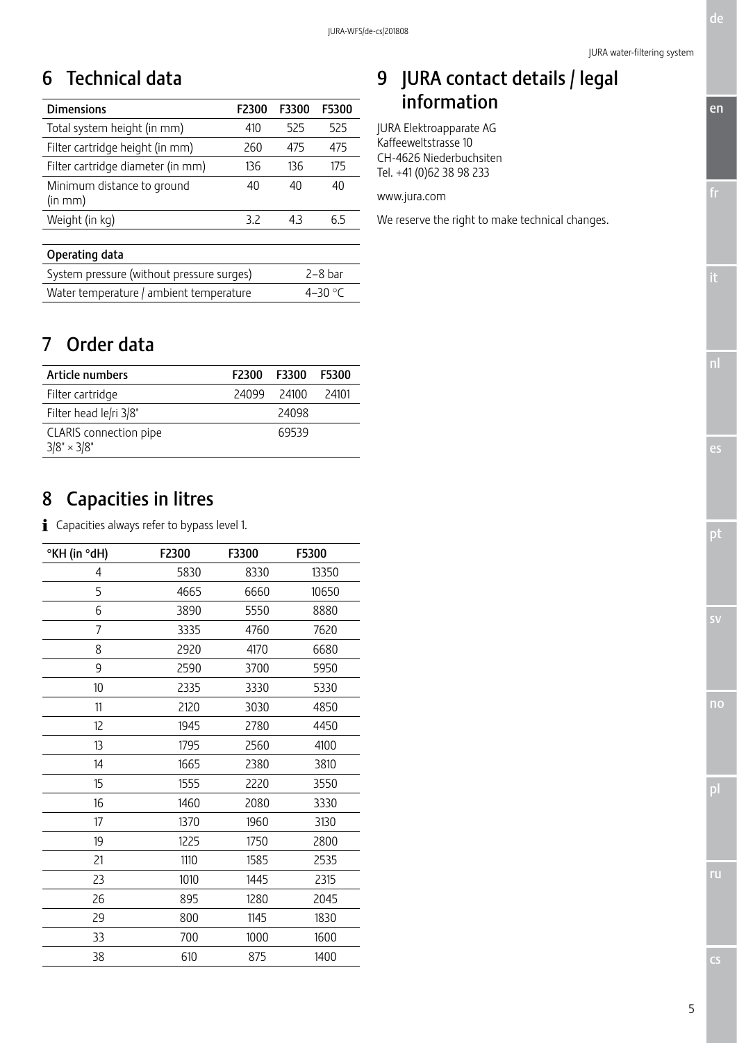## 6 Technical data

| Dimensions | F2300 | F3300 | F5300 |
|---|---|---|---|
| Total system height (in mm) | 410 | 525 | 525 |
| Filter cartridge height (in mm) | 260 | 475 | 475 |
| Filter cartridge diameter (in mm) | 136 | 136 | 175 |
| Minimum distance to ground (in mm) | 40 | 40 | 40 |
| Weight (in kg) | 3.2 | 4.3 | 6.5 |

| Operating data | |
|---|---|
| System pressure (without pressure surges) | 2–8 bar |
| Water temperature / ambient temperature | 4–30 °C |

## 7 Order data

| Article numbers | F2300 | F3300 | F5300 |
|---|---|---|---|
| Filter cartridge | 24099 | 24100 | 24101 |
| Filter head le/ri 3/8" | | 24098 | |
| CLARIS connection pipe 3/8" × 3/8" | | 69539 | |

## 8 Capacities in litres

ℹ Capacities always refer to bypass level 1.

| °KH (in °dH) | F2300 | F3300 | F5300 |
|---|---|---|---|
| 4 | 5830 | 8330 | 13350 |
| 5 | 4665 | 6660 | 10650 |
| 6 | 3890 | 5550 | 8880 |
| 7 | 3335 | 4760 | 7620 |
| 8 | 2920 | 4170 | 6680 |
| 9 | 2590 | 3700 | 5950 |
| 10 | 2335 | 3330 | 5330 |
| 11 | 2120 | 3030 | 4850 |
| 12 | 1945 | 2780 | 4450 |
| 13 | 1795 | 2560 | 4100 |
| 14 | 1665 | 2380 | 3810 |
| 15 | 1555 | 2220 | 3550 |
| 16 | 1460 | 2080 | 3330 |
| 17 | 1370 | 1960 | 3130 |
| 19 | 1225 | 1750 | 2800 |
| 21 | 1110 | 1585 | 2535 |
| 23 | 1010 | 1445 | 2315 |
| 26 | 895 | 1280 | 2045 |
| 29 | 800 | 1145 | 1830 |
| 33 | 700 | 1000 | 1600 |
| 38 | 610 | 875 | 1400 |

## 9 JURA contact details / legal information

JURA Elektroapparate AG
Kaffeeweltstrasse 10
CH-4626 Niederbuchsiten
Tel. +41 (0)62 38 98 233

www.jura.com

We reserve the right to make technical changes.